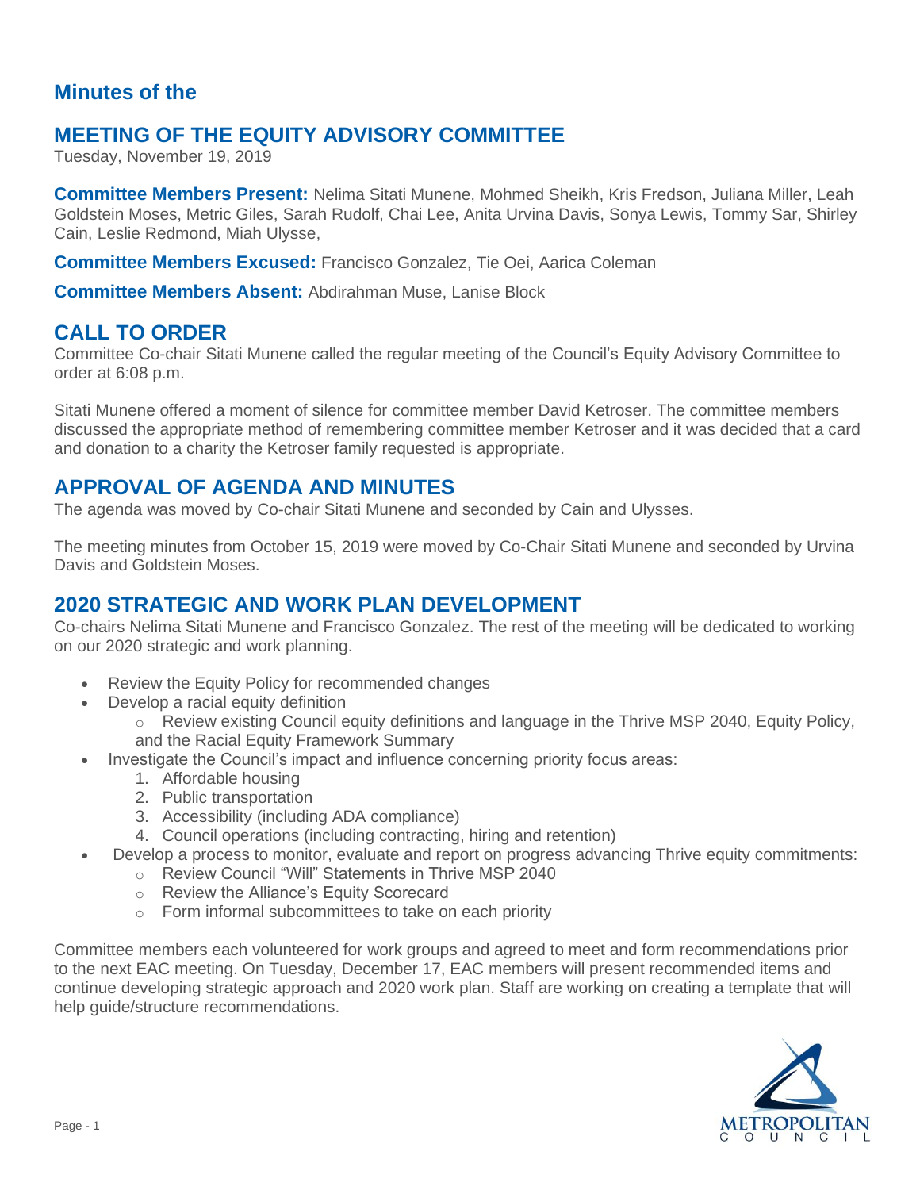## Minutes of the

# MEETING OF THE EQUITY ADVISORY COMMITTEE

Tuesday, November 19, 2019

**Committee Members Present:** Nelima Sitati Munene, Mohmed Sheikh, Kris Fredson, Juliana Miller, Leah Goldstein Moses, Metric Giles, Sarah Rudolf, Chai Lee, Anita Urvina Davis, Sonya Lewis, Tommy Sar, Shirley Cain, Leslie Redmond, Miah Ulysse,

**Committee Members Excused:** Francisco Gonzalez, Tie Oei, Aarica Coleman

**Committee Members Absent:** Abdirahman Muse, Lanise Block

## CALL TO ORDER

Committee Co-chair Sitati Munene called the regular meeting of the Council's Equity Advisory Committee to order at 6:08 p.m.

Sitati Munene offered a moment of silence for committee member David Ketroser. The committee members discussed the appropriate method of remembering committee member Ketroser and it was decided that a card and donation to a charity the Ketroser family requested is appropriate.

## APPROVAL OF AGENDA AND MINUTES

The agenda was moved by Co-chair Sitati Munene and seconded by Cain and Ulysses.

The meeting minutes from October 15, 2019 were moved by Co-Chair Sitati Munene and seconded by Urvina Davis and Goldstein Moses.

## 2020 STRATEGIC AND WORK PLAN DEVELOPMENT

Co-chairs Nelima Sitati Munene and Francisco Gonzalez. The rest of the meeting will be dedicated to working on our 2020 strategic and work planning.

- Review the Equity Policy for recommended changes
- Develop a racial equity definition
  - Review existing Council equity definitions and language in the Thrive MSP 2040, Equity Policy, and the Racial Equity Framework Summary
- Investigate the Council's impact and influence concerning priority focus areas:
  1. Affordable housing
  2. Public transportation
  3. Accessibility (including ADA compliance)
  4. Council operations (including contracting, hiring and retention)
- Develop a process to monitor, evaluate and report on progress advancing Thrive equity commitments:
  - Review Council "Will" Statements in Thrive MSP 2040
  - Review the Alliance's Equity Scorecard
  - Form informal subcommittees to take on each priority

Committee members each volunteered for work groups and agreed to meet and form recommendations prior to the next EAC meeting. On Tuesday, December 17, EAC members will present recommended items and continue developing strategic approach and 2020 work plan. Staff are working on creating a template that will help guide/structure recommendations.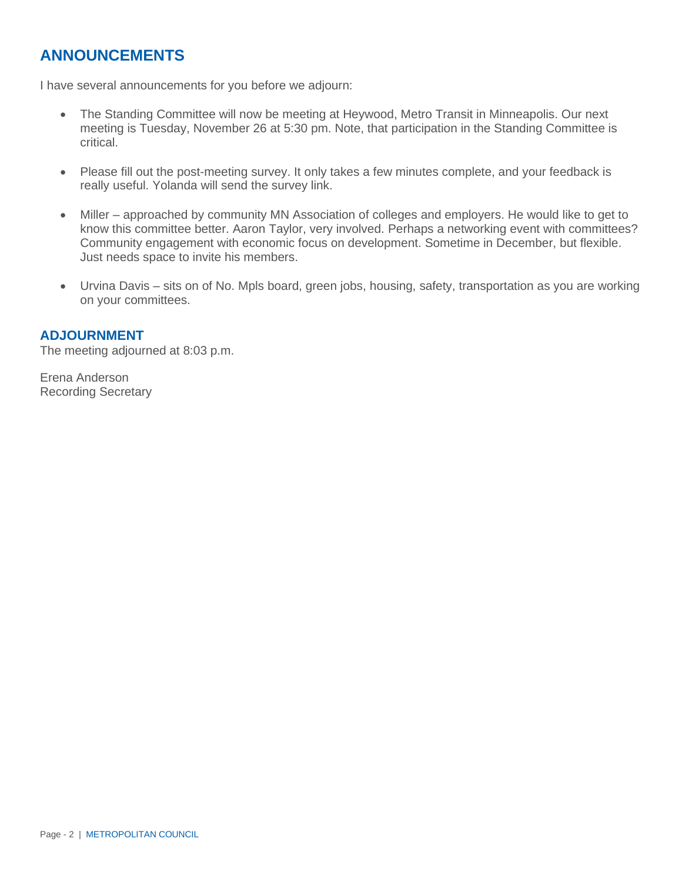## ANNOUNCEMENTS

I have several announcements for you before we adjourn:

- The Standing Committee will now be meeting at Heywood, Metro Transit in Minneapolis. Our next meeting is Tuesday, November 26 at 5:30 pm. Note, that participation in the Standing Committee is critical.

- Please fill out the post-meeting survey. It only takes a few minutes complete, and your feedback is really useful. Yolanda will send the survey link.

- Miller – approached by community MN Association of colleges and employers. He would like to get to know this committee better. Aaron Taylor, very involved. Perhaps a networking event with committees? Community engagement with economic focus on development. Sometime in December, but flexible. Just needs space to invite his members.

- Urvina Davis – sits on of No. Mpls board, green jobs, housing, safety, transportation as you are working on your committees.

### ADJOURNMENT

The meeting adjourned at 8:03 p.m.

Erena Anderson
Recording Secretary